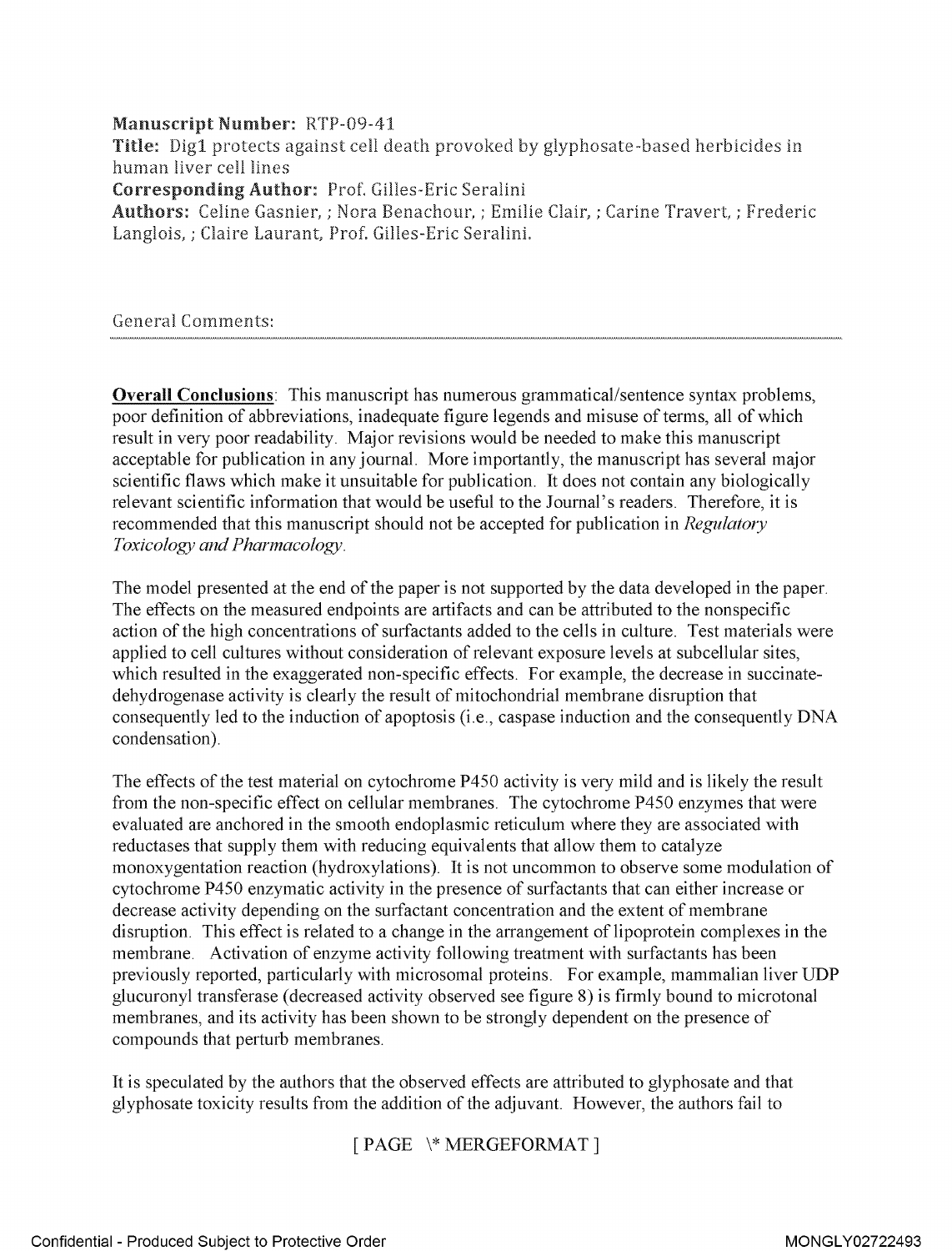**Manuscript Number:** RTP-09-41
**Title:** Dig1 protects against cell death provoked by glyphosate-based herbicides in human liver cell lines
**Corresponding Author:** Prof. Gilles-Eric Seralini
**Authors:** Celine Gasnier, ; Nora Benachour, ; Emilie Clair, ; Carine Travert, ; Frederic Langlois, ; Claire Laurant, Prof. Gilles-Eric Seralini.

General Comments:

**Overall Conclusions**: This manuscript has numerous grammatical/sentence syntax problems, poor definition of abbreviations, inadequate figure legends and misuse of terms, all of which result in very poor readability. Major revisions would be needed to make this manuscript acceptable for publication in any journal. More importantly, the manuscript has several major scientific flaws which make it unsuitable for publication. It does not contain any biologically relevant scientific information that would be useful to the Journal's readers. Therefore, it is recommended that this manuscript should not be accepted for publication in *Regulatory Toxicology and Pharmacology*.

The model presented at the end of the paper is not supported by the data developed in the paper. The effects on the measured endpoints are artifacts and can be attributed to the nonspecific action of the high concentrations of surfactants added to the cells in culture. Test materials were applied to cell cultures without consideration of relevant exposure levels at subcellular sites, which resulted in the exaggerated non-specific effects. For example, the decrease in succinate-dehydrogenase activity is clearly the result of mitochondrial membrane disruption that consequently led to the induction of apoptosis (i.e., caspase induction and the consequently DNA condensation).

The effects of the test material on cytochrome P450 activity is very mild and is likely the result from the non-specific effect on cellular membranes. The cytochrome P450 enzymes that were evaluated are anchored in the smooth endoplasmic reticulum where they are associated with reductases that supply them with reducing equivalents that allow them to catalyze monoxygentation reaction (hydroxylations). It is not uncommon to observe some modulation of cytochrome P450 enzymatic activity in the presence of surfactants that can either increase or decrease activity depending on the surfactant concentration and the extent of membrane disruption. This effect is related to a change in the arrangement of lipoprotein complexes in the membrane. Activation of enzyme activity following treatment with surfactants has been previously reported, particularly with microsomal proteins. For example, mammalian liver UDP glucuronyl transferase (decreased activity observed see figure 8) is firmly bound to microtonal membranes, and its activity has been shown to be strongly dependent on the presence of compounds that perturb membranes.

It is speculated by the authors that the observed effects are attributed to glyphosate and that glyphosate toxicity results from the addition of the adjuvant. However, the authors fail to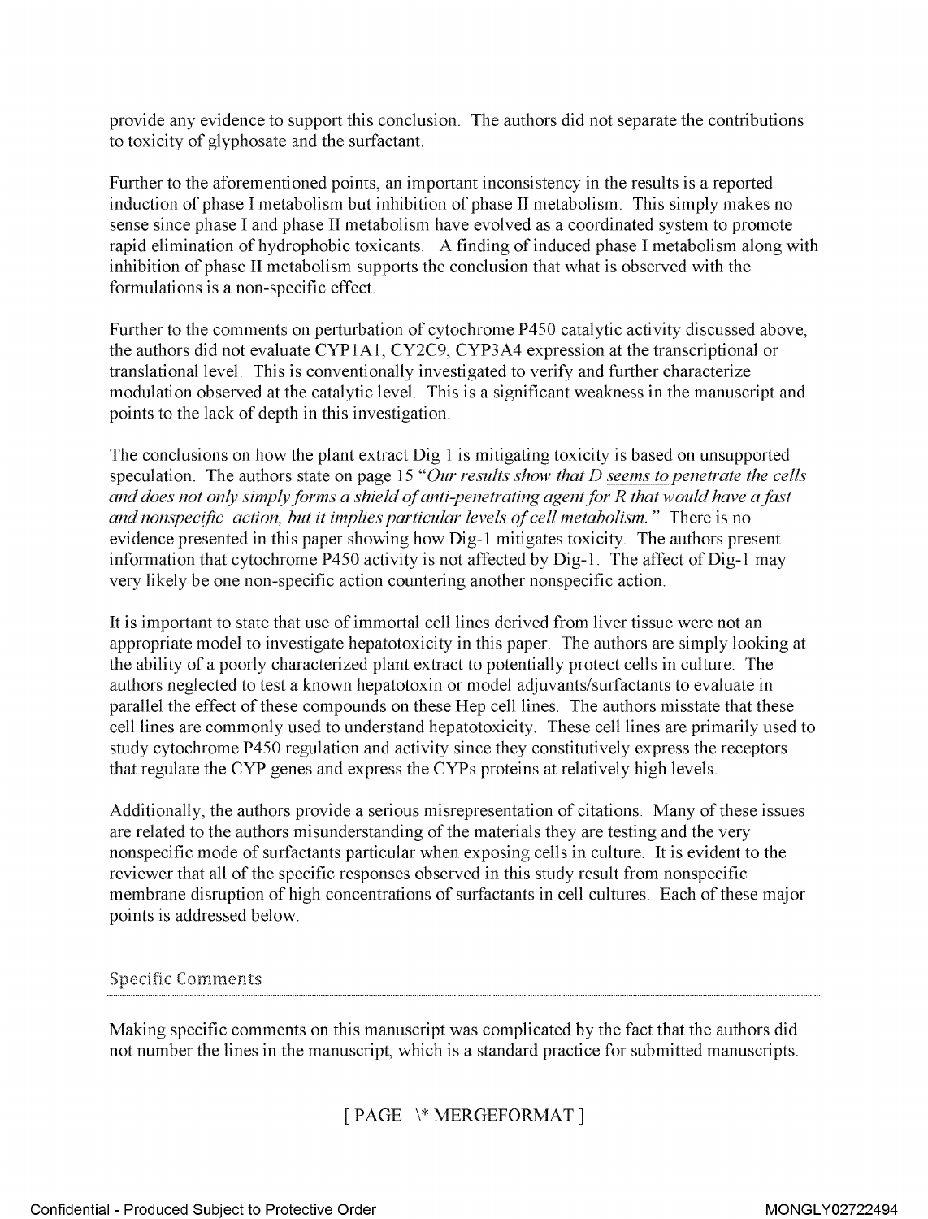provide any evidence to support this conclusion. The authors did not separate the contributions to toxicity of glyphosate and the surfactant.

Further to the aforementioned points, an important inconsistency in the results is a reported induction of phase I metabolism but inhibition of phase II metabolism. This simply makes no sense since phase I and phase II metabolism have evolved as a coordinated system to promote rapid elimination of hydrophobic toxicants. A finding of induced phase I metabolism along with inhibition of phase II metabolism supports the conclusion that what is observed with the formulations is a non-specific effect.

Further to the comments on perturbation of cytochrome P450 catalytic activity discussed above, the authors did not evaluate CYP1A1, CY2C9, CYP3A4 expression at the transcriptional or translational level. This is conventionally investigated to verify and further characterize modulation observed at the catalytic level. This is a significant weakness in the manuscript and points to the lack of depth in this investigation.

The conclusions on how the plant extract Dig 1 is mitigating toxicity is based on unsupported speculation. The authors state on page 15 "*Our results show that D seems to penetrate the cells and does not only simply forms a shield of anti-penetrating agent for R that would have a fast and nonspecific action, but it implies particular levels of cell metabolism.*" There is no evidence presented in this paper showing how Dig-1 mitigates toxicity. The authors present information that cytochrome P450 activity is not affected by Dig-1. The affect of Dig-1 may very likely be one non-specific action countering another nonspecific action.

It is important to state that use of immortal cell lines derived from liver tissue were not an appropriate model to investigate hepatotoxicity in this paper. The authors are simply looking at the ability of a poorly characterized plant extract to potentially protect cells in culture. The authors neglected to test a known hepatotoxin or model adjuvants/surfactants to evaluate in parallel the effect of these compounds on these Hep cell lines. The authors misstate that these cell lines are commonly used to understand hepatotoxicity. These cell lines are primarily used to study cytochrome P450 regulation and activity since they constitutively express the receptors that regulate the CYP genes and express the CYPs proteins at relatively high levels.

Additionally, the authors provide a serious misrepresentation of citations. Many of these issues are related to the authors misunderstanding of the materials they are testing and the very nonspecific mode of surfactants particular when exposing cells in culture. It is evident to the reviewer that all of the specific responses observed in this study result from nonspecific membrane disruption of high concentrations of surfactants in cell cultures. Each of these major points is addressed below.

## Specific Comments

Making specific comments on this manuscript was complicated by the fact that the authors did not number the lines in the manuscript, which is a standard practice for submitted manuscripts.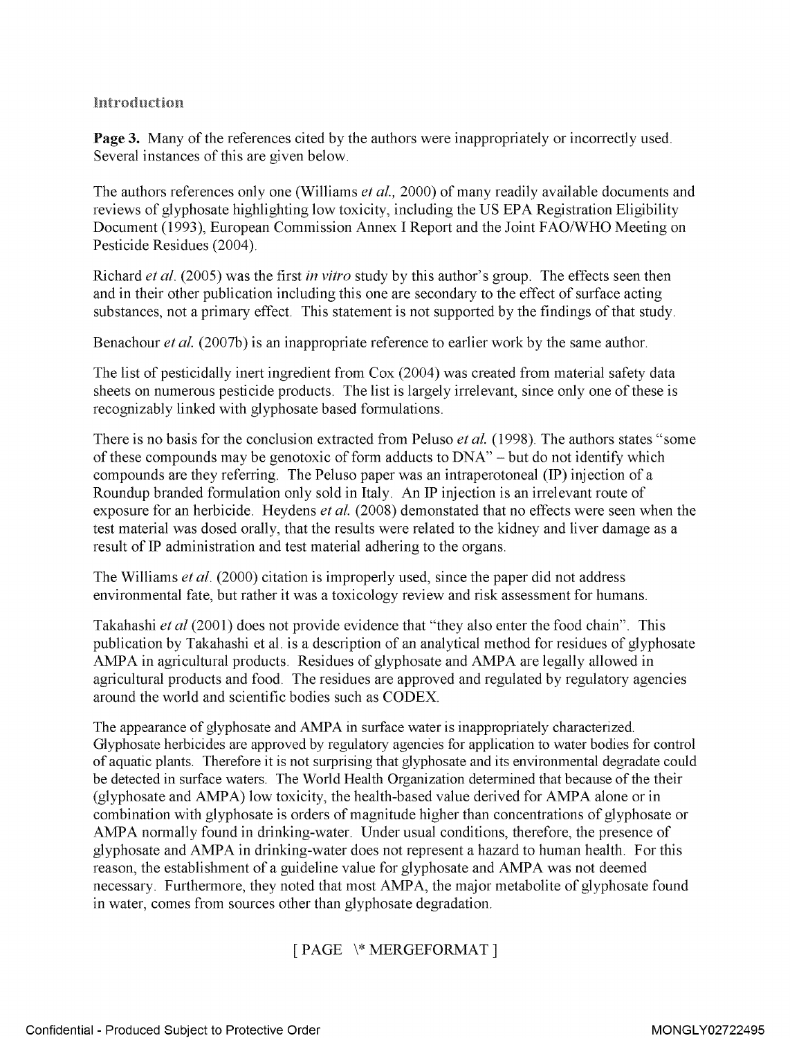## Introduction

**Page 3.** Many of the references cited by the authors were inappropriately or incorrectly used. Several instances of this are given below.

The authors references only one (Williams *et al.,* 2000) of many readily available documents and reviews of glyphosate highlighting low toxicity, including the US EPA Registration Eligibility Document (1993), European Commission Annex I Report and the Joint FAO/WHO Meeting on Pesticide Residues (2004).

Richard *et al.* (2005) was the first *in vitro* study by this author's group. The effects seen then and in their other publication including this one are secondary to the effect of surface acting substances, not a primary effect. This statement is not supported by the findings of that study.

Benachour *et al.* (2007b) is an inappropriate reference to earlier work by the same author.

The list of pesticidally inert ingredient from Cox (2004) was created from material safety data sheets on numerous pesticide products. The list is largely irrelevant, since only one of these is recognizably linked with glyphosate based formulations.

There is no basis for the conclusion extracted from Peluso *et al.* (1998). The authors states "some of these compounds may be genotoxic of form adducts to DNA" – but do not identify which compounds are they referring. The Peluso paper was an intraperotoneal (IP) injection of a Roundup branded formulation only sold in Italy. An IP injection is an irrelevant route of exposure for an herbicide. Heydens *et al.* (2008) demonstated that no effects were seen when the test material was dosed orally, that the results were related to the kidney and liver damage as a result of IP administration and test material adhering to the organs.

The Williams *et al.* (2000) citation is improperly used, since the paper did not address environmental fate, but rather it was a toxicology review and risk assessment for humans.

Takahashi *et al* (2001) does not provide evidence that "they also enter the food chain". This publication by Takahashi et al. is a description of an analytical method for residues of glyphosate AMPA in agricultural products. Residues of glyphosate and AMPA are legally allowed in agricultural products and food. The residues are approved and regulated by regulatory agencies around the world and scientific bodies such as CODEX.

The appearance of glyphosate and AMPA in surface water is inappropriately characterized. Glyphosate herbicides are approved by regulatory agencies for application to water bodies for control of aquatic plants. Therefore it is not surprising that glyphosate and its environmental degradate could be detected in surface waters. The World Health Organization determined that because of the their (glyphosate and AMPA) low toxicity, the health-based value derived for AMPA alone or in combination with glyphosate is orders of magnitude higher than concentrations of glyphosate or AMPA normally found in drinking-water. Under usual conditions, therefore, the presence of glyphosate and AMPA in drinking-water does not represent a hazard to human health. For this reason, the establishment of a guideline value for glyphosate and AMPA was not deemed necessary. Furthermore, they noted that most AMPA, the major metabolite of glyphosate found in water, comes from sources other than glyphosate degradation.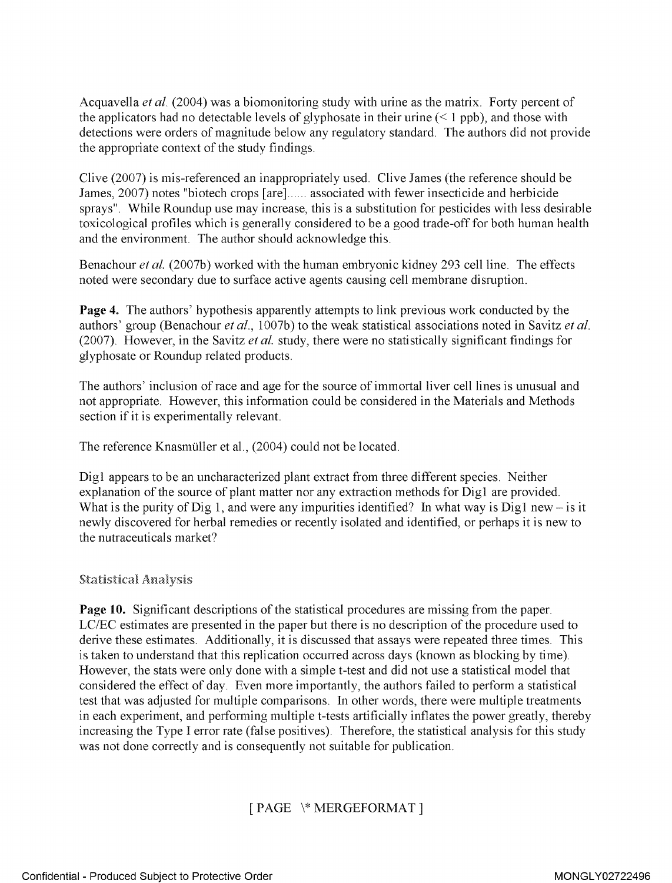Acquavella *et al.* (2004) was a biomonitoring study with urine as the matrix. Forty percent of the applicators had no detectable levels of glyphosate in their urine (< 1 ppb), and those with detections were orders of magnitude below any regulatory standard. The authors did not provide the appropriate context of the study findings.

Clive (2007) is mis-referenced an inappropriately used. Clive James (the reference should be James, 2007) notes "biotech crops [are]...... associated with fewer insecticide and herbicide sprays". While Roundup use may increase, this is a substitution for pesticides with less desirable toxicological profiles which is generally considered to be a good trade-off for both human health and the environment. The author should acknowledge this.

Benachour *et al.* (2007b) worked with the human embryonic kidney 293 cell line. The effects noted were secondary due to surface active agents causing cell membrane disruption.

**Page 4.** The authors' hypothesis apparently attempts to link previous work conducted by the authors' group (Benachour *et al.*, 1007b) to the weak statistical associations noted in Savitz *et al.* (2007). However, in the Savitz *et al.* study, there were no statistically significant findings for glyphosate or Roundup related products.

The authors' inclusion of race and age for the source of immortal liver cell lines is unusual and not appropriate. However, this information could be considered in the Materials and Methods section if it is experimentally relevant.

The reference Knasmüller et al., (2004) could not be located.

Dig1 appears to be an uncharacterized plant extract from three different species. Neither explanation of the source of plant matter nor any extraction methods for Dig1 are provided. What is the purity of Dig 1, and were any impurities identified? In what way is Dig1 new – is it newly discovered for herbal remedies or recently isolated and identified, or perhaps it is new to the nutraceuticals market?

### Statistical Analysis

**Page 10.** Significant descriptions of the statistical procedures are missing from the paper. LC/EC estimates are presented in the paper but there is no description of the procedure used to derive these estimates. Additionally, it is discussed that assays were repeated three times. This is taken to understand that this replication occurred across days (known as blocking by time). However, the stats were only done with a simple t-test and did not use a statistical model that considered the effect of day. Even more importantly, the authors failed to perform a statistical test that was adjusted for multiple comparisons. In other words, there were multiple treatments in each experiment, and performing multiple t-tests artificially inflates the power greatly, thereby increasing the Type I error rate (false positives). Therefore, the statistical analysis for this study was not done correctly and is consequently not suitable for publication.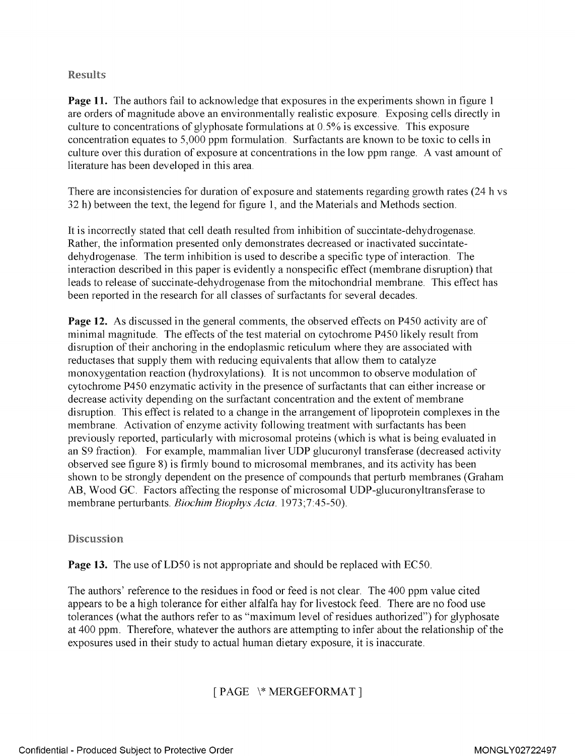## Results

**Page 11.** The authors fail to acknowledge that exposures in the experiments shown in figure 1 are orders of magnitude above an environmentally realistic exposure. Exposing cells directly in culture to concentrations of glyphosate formulations at 0.5% is excessive. This exposure concentration equates to 5,000 ppm formulation. Surfactants are known to be toxic to cells in culture over this duration of exposure at concentrations in the low ppm range. A vast amount of literature has been developed in this area.

There are inconsistencies for duration of exposure and statements regarding growth rates (24 h vs 32 h) between the text, the legend for figure 1, and the Materials and Methods section.

It is incorrectly stated that cell death resulted from inhibition of succintate-dehydrogenase. Rather, the information presented only demonstrates decreased or inactivated succintate-dehydrogenase. The term inhibition is used to describe a specific type of interaction. The interaction described in this paper is evidently a nonspecific effect (membrane disruption) that leads to release of succinate-dehydrogenase from the mitochondrial membrane. This effect has been reported in the research for all classes of surfactants for several decades.

**Page 12.** As discussed in the general comments, the observed effects on P450 activity are of minimal magnitude. The effects of the test material on cytochrome P450 likely result from disruption of their anchoring in the endoplasmic reticulum where they are associated with reductases that supply them with reducing equivalents that allow them to catalyze monoxygentation reaction (hydroxylations). It is not uncommon to observe modulation of cytochrome P450 enzymatic activity in the presence of surfactants that can either increase or decrease activity depending on the surfactant concentration and the extent of membrane disruption. This effect is related to a change in the arrangement of lipoprotein complexes in the membrane. Activation of enzyme activity following treatment with surfactants has been previously reported, particularly with microsomal proteins (which is what is being evaluated in an S9 fraction). For example, mammalian liver UDP glucuronyl transferase (decreased activity observed see figure 8) is firmly bound to microsomal membranes, and its activity has been shown to be strongly dependent on the presence of compounds that perturb membranes (Graham AB, Wood GC. Factors affecting the response of microsomal UDP-glucuronyltransferase to membrane perturbants. *Biochim Biophys Acta.* 1973;7:45-50).

## Discussion

**Page 13.** The use of LD50 is not appropriate and should be replaced with EC50.

The authors' reference to the residues in food or feed is not clear. The 400 ppm value cited appears to be a high tolerance for either alfalfa hay for livestock feed. There are no food use tolerances (what the authors refer to as "maximum level of residues authorized") for glyphosate at 400 ppm. Therefore, whatever the authors are attempting to infer about the relationship of the exposures used in their study to actual human dietary exposure, it is inaccurate.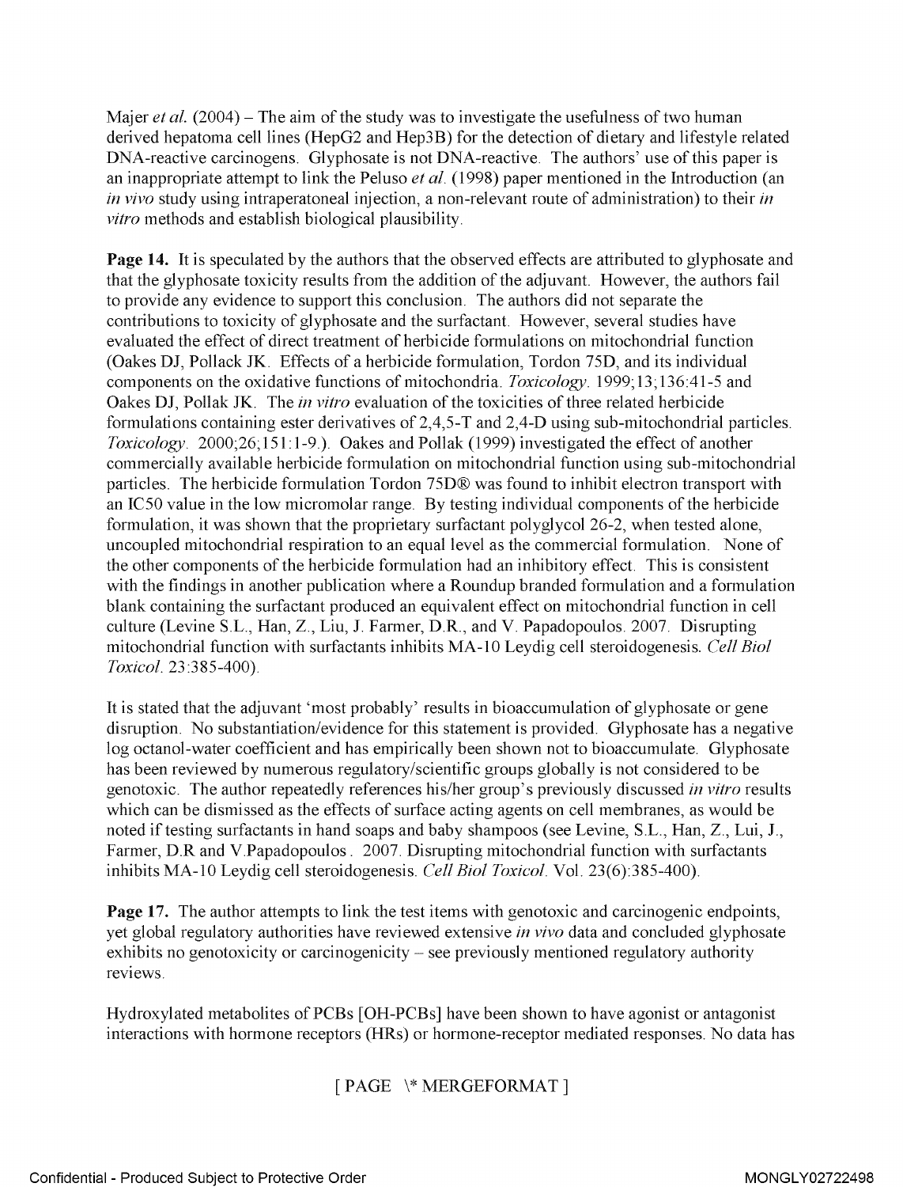Majer *et al.* (2004) – The aim of the study was to investigate the usefulness of two human derived hepatoma cell lines (HepG2 and Hep3B) for the detection of dietary and lifestyle related DNA-reactive carcinogens. Glyphosate is not DNA-reactive. The authors' use of this paper is an inappropriate attempt to link the Peluso *et al.* (1998) paper mentioned in the Introduction (an *in vivo* study using intraperatoneal injection, a non-relevant route of administration) to their *in vitro* methods and establish biological plausibility.

**Page 14.** It is speculated by the authors that the observed effects are attributed to glyphosate and that the glyphosate toxicity results from the addition of the adjuvant. However, the authors fail to provide any evidence to support this conclusion. The authors did not separate the contributions to toxicity of glyphosate and the surfactant. However, several studies have evaluated the effect of direct treatment of herbicide formulations on mitochondrial function (Oakes DJ, Pollack JK. Effects of a herbicide formulation, Tordon 75D, and its individual components on the oxidative functions of mitochondria. *Toxicology*. 1999;13;136:41-5 and Oakes DJ, Pollak JK. The *in vitro* evaluation of the toxicities of three related herbicide formulations containing ester derivatives of 2,4,5-T and 2,4-D using sub-mitochondrial particles. *Toxicology*. 2000;26;151:1-9.). Oakes and Pollak (1999) investigated the effect of another commercially available herbicide formulation on mitochondrial function using sub-mitochondrial particles. The herbicide formulation Tordon 75D® was found to inhibit electron transport with an IC50 value in the low micromolar range. By testing individual components of the herbicide formulation, it was shown that the proprietary surfactant polyglycol 26-2, when tested alone, uncoupled mitochondrial respiration to an equal level as the commercial formulation. None of the other components of the herbicide formulation had an inhibitory effect. This is consistent with the findings in another publication where a Roundup branded formulation and a formulation blank containing the surfactant produced an equivalent effect on mitochondrial function in cell culture (Levine S.L., Han, Z., Liu, J. Farmer, D.R., and V. Papadopoulos. 2007. Disrupting mitochondrial function with surfactants inhibits MA-10 Leydig cell steroidogenesis. *Cell Biol Toxicol*. 23:385-400).

It is stated that the adjuvant 'most probably' results in bioaccumulation of glyphosate or gene disruption. No substantiation/evidence for this statement is provided. Glyphosate has a negative log octanol-water coefficient and has empirically been shown not to bioaccumulate. Glyphosate has been reviewed by numerous regulatory/scientific groups globally is not considered to be genotoxic. The author repeatedly references his/her group's previously discussed *in vitro* results which can be dismissed as the effects of surface acting agents on cell membranes, as would be noted if testing surfactants in hand soaps and baby shampoos (see Levine, S.L., Han, Z., Lui, J., Farmer, D.R and V.Papadopoulos . 2007. Disrupting mitochondrial function with surfactants inhibits MA-10 Leydig cell steroidogenesis. *Cell Biol Toxicol*. Vol. 23(6):385-400).

**Page 17.** The author attempts to link the test items with genotoxic and carcinogenic endpoints, yet global regulatory authorities have reviewed extensive *in vivo* data and concluded glyphosate exhibits no genotoxicity or carcinogenicity – see previously mentioned regulatory authority reviews.

Hydroxylated metabolites of PCBs [OH-PCBs] have been shown to have agonist or antagonist interactions with hormone receptors (HRs) or hormone-receptor mediated responses. No data has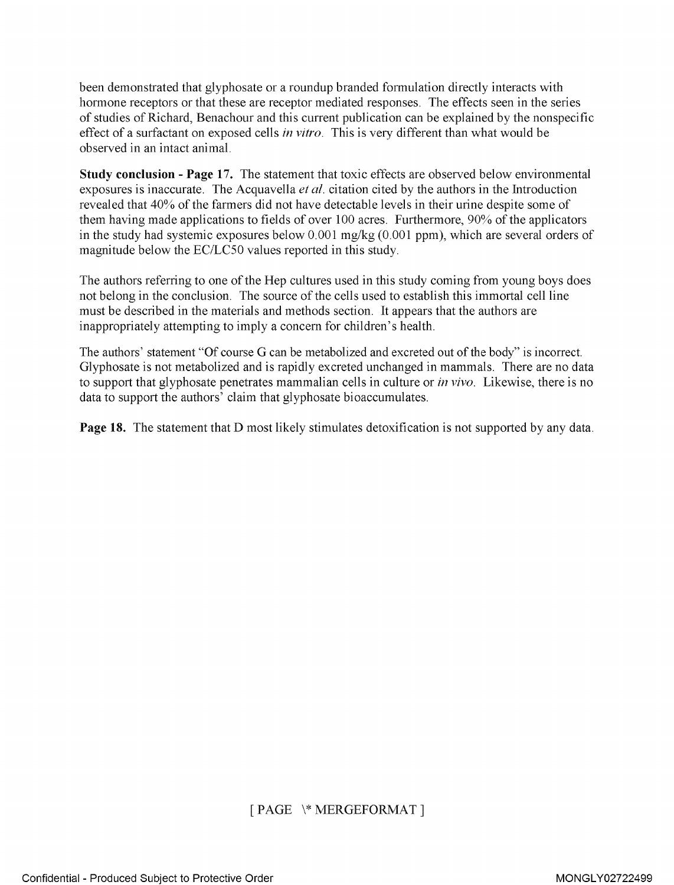been demonstrated that glyphosate or a roundup branded formulation directly interacts with hormone receptors or that these are receptor mediated responses. The effects seen in the series of studies of Richard, Benachour and this current publication can be explained by the nonspecific effect of a surfactant on exposed cells *in vitro*. This is very different than what would be observed in an intact animal.

**Study conclusion - Page 17.** The statement that toxic effects are observed below environmental exposures is inaccurate. The Acquavella *et al.* citation cited by the authors in the Introduction revealed that 40% of the farmers did not have detectable levels in their urine despite some of them having made applications to fields of over 100 acres. Furthermore, 90% of the applicators in the study had systemic exposures below 0.001 mg/kg (0.001 ppm), which are several orders of magnitude below the EC/LC50 values reported in this study.

The authors referring to one of the Hep cultures used in this study coming from young boys does not belong in the conclusion. The source of the cells used to establish this immortal cell line must be described in the materials and methods section. It appears that the authors are inappropriately attempting to imply a concern for children's health.

The authors' statement "Of course G can be metabolized and excreted out of the body" is incorrect. Glyphosate is not metabolized and is rapidly excreted unchanged in mammals. There are no data to support that glyphosate penetrates mammalian cells in culture or *in vivo*. Likewise, there is no data to support the authors' claim that glyphosate bioaccumulates.

**Page 18.** The statement that D most likely stimulates detoxification is not supported by any data.